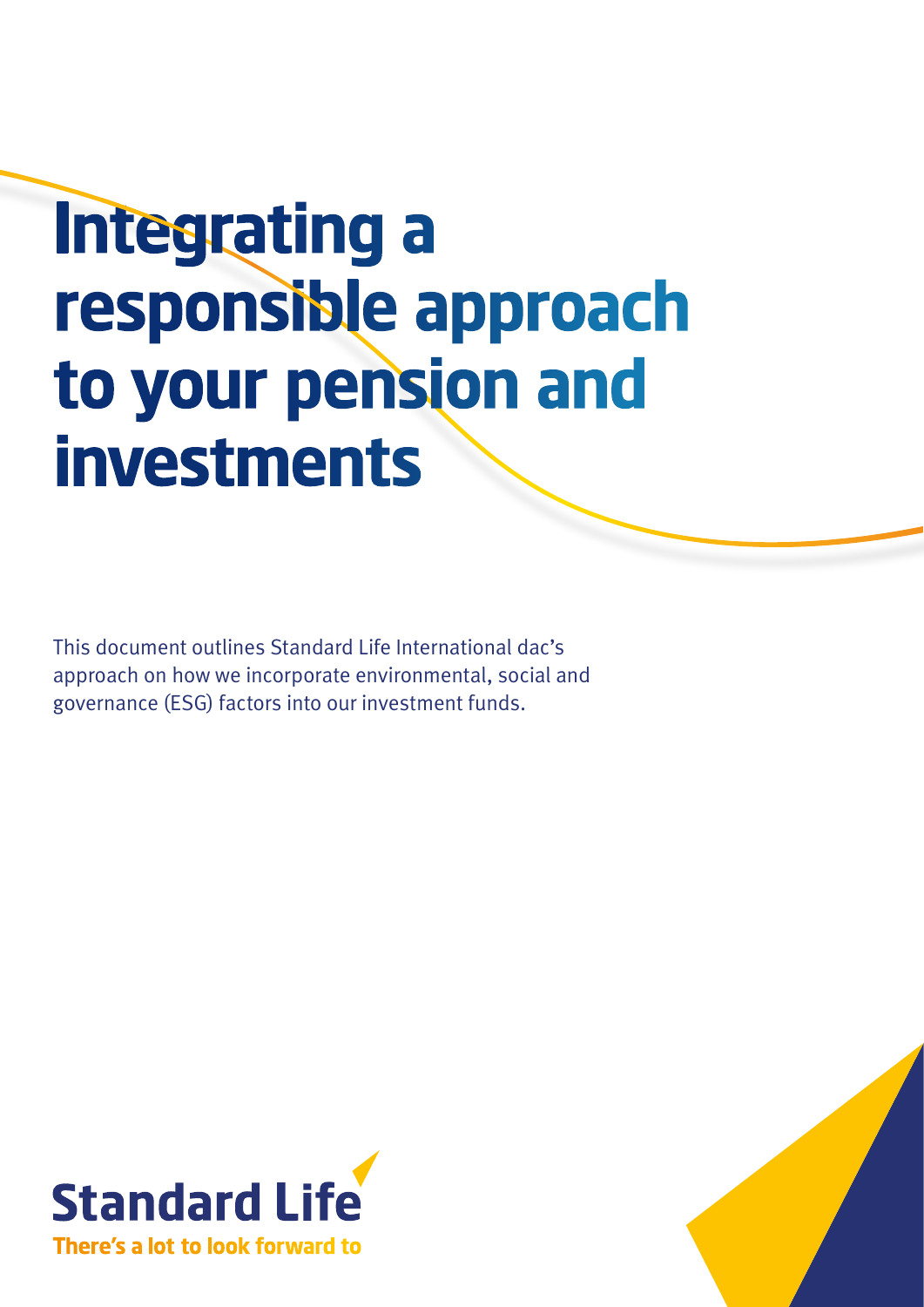# Integrating a responsible approach to your pension and investments

This document outlines Standard Life International dac's approach on how we incorporate environmental, social and governance (ESG) factors into our investment funds.

Standard Life

There's a lot to look forward to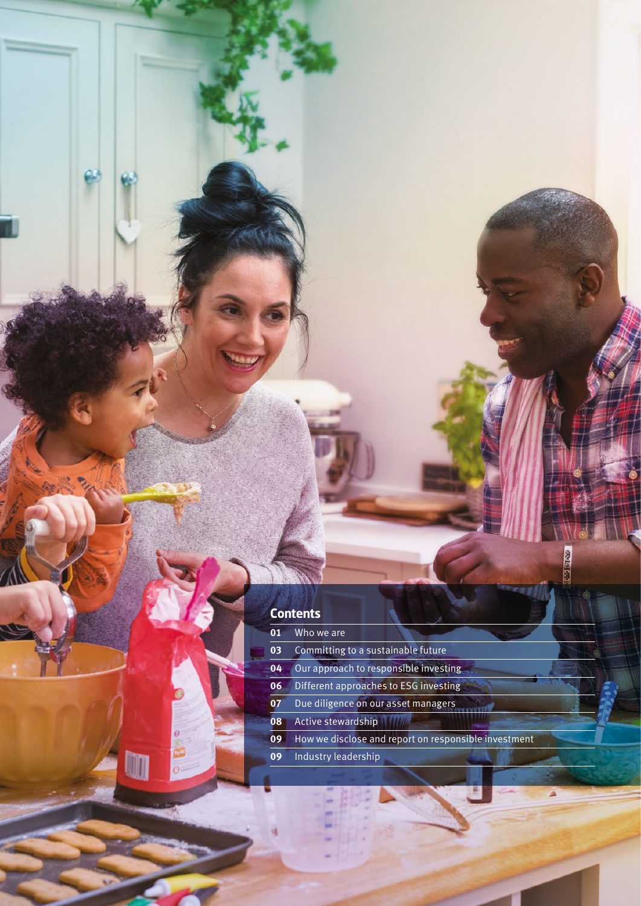## Contents

| | |
|---|---|
| 01 | Who we are |
| 03 | Committing to a sustainable future |
| 04 | Our approach to responsible investing |
| 06 | Different approaches to ESG investing |
| 07 | Due diligence on our asset managers |
| 08 | Active stewardship |
| 09 | How we disclose and report on responsible investment |
| 09 | Industry leadership |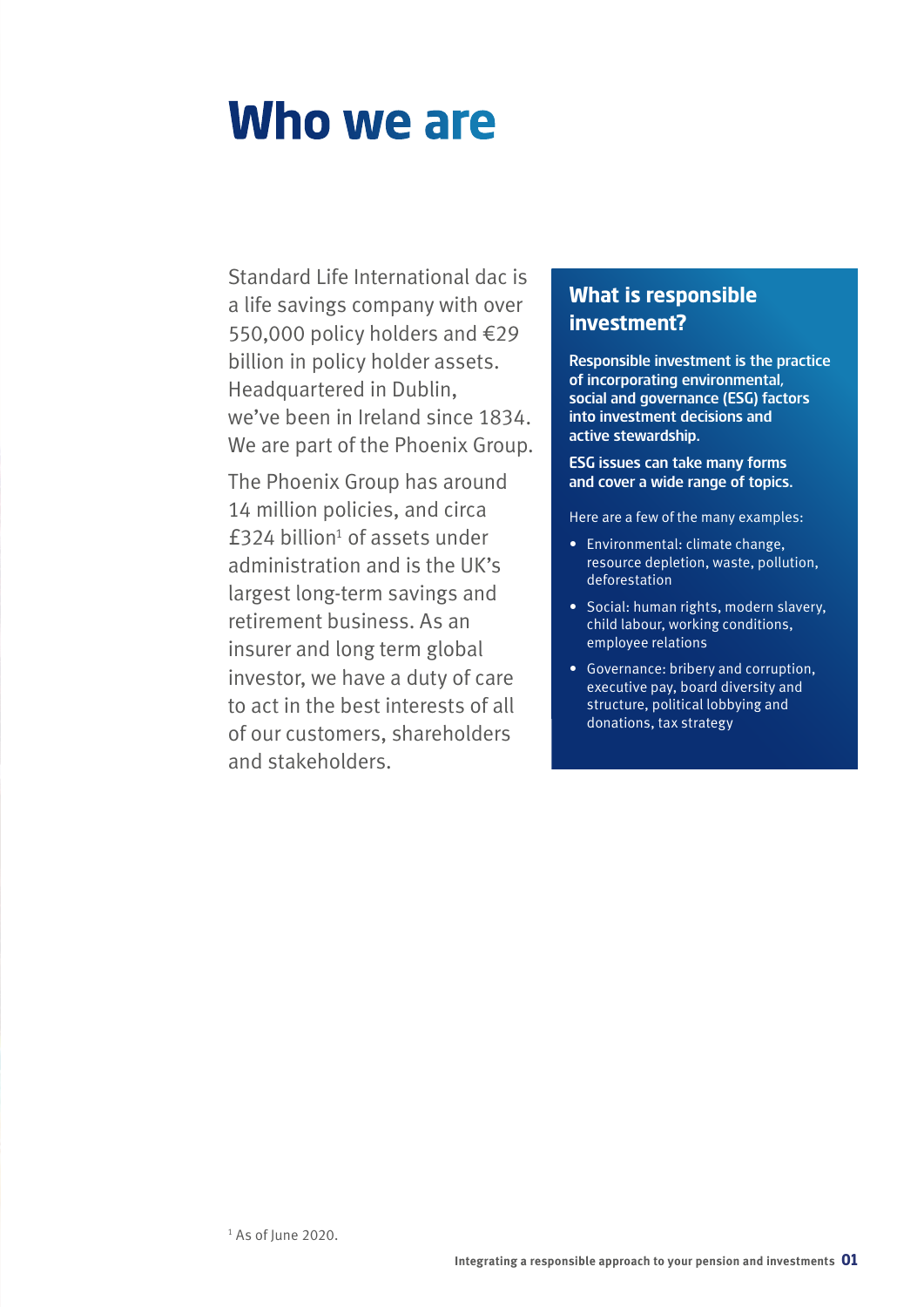# Who we are

Standard Life International dac is a life savings company with over 550,000 policy holders and €29 billion in policy holder assets. Headquartered in Dublin, we've been in Ireland since 1834. We are part of the Phoenix Group.

The Phoenix Group has around 14 million policies, and circa £324 billion[1] of assets under administration and is the UK's largest long-term savings and retirement business. As an insurer and long term global investor, we have a duty of care to act in the best interests of all of our customers, shareholders and stakeholders.

## What is responsible investment?

**Responsible investment is the practice of incorporating environmental, social and governance (ESG) factors into investment decisions and active stewardship.**

**ESG issues can take many forms and cover a wide range of topics.**

Here are a few of the many examples:

- Environmental: climate change, resource depletion, waste, pollution, deforestation
- Social: human rights, modern slavery, child labour, working conditions, employee relations
- Governance: bribery and corruption, executive pay, board diversity and structure, political lobbying and donations, tax strategy

[1] As of June 2020.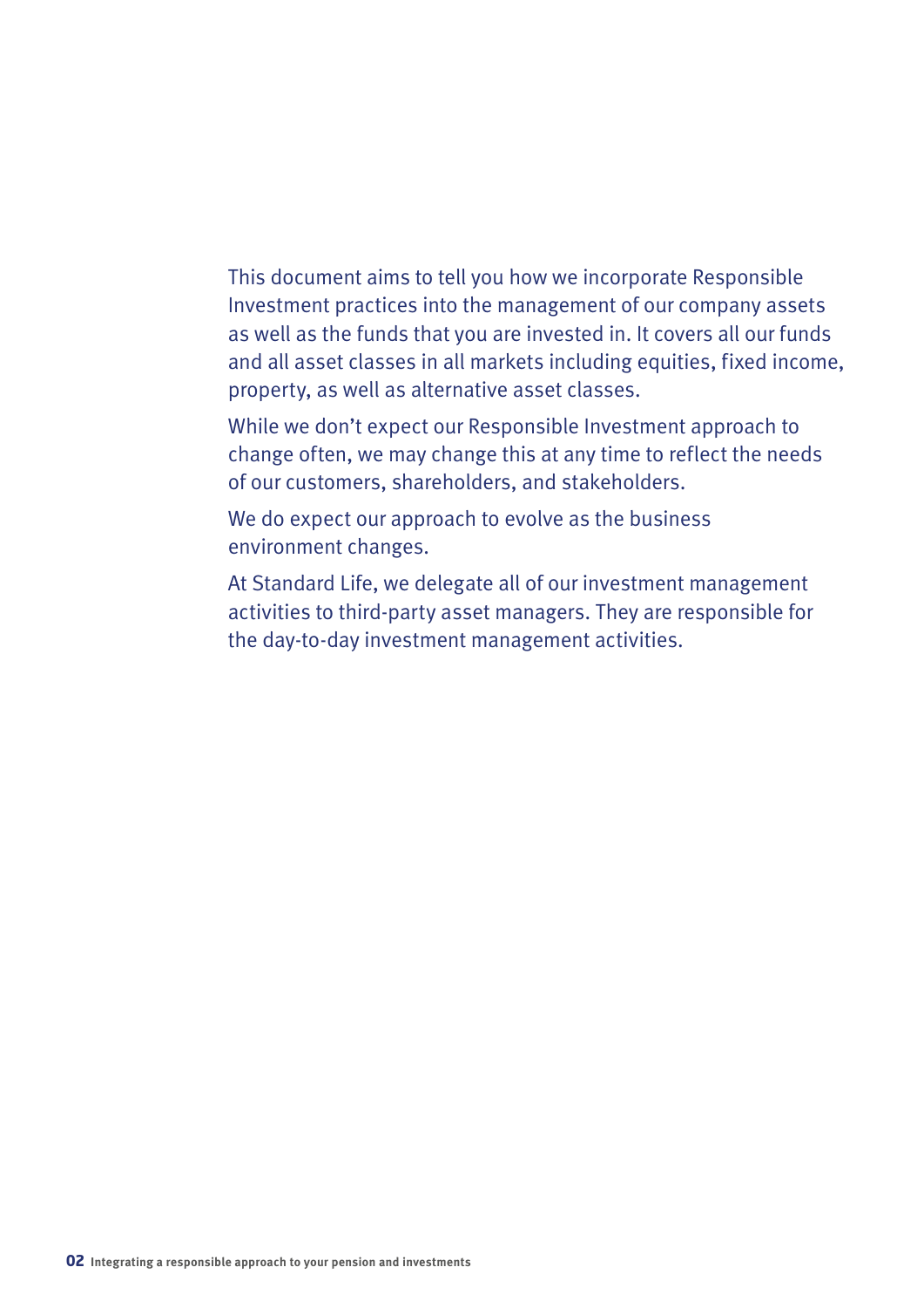This document aims to tell you how we incorporate Responsible Investment practices into the management of our company assets as well as the funds that you are invested in. It covers all our funds and all asset classes in all markets including equities, fixed income, property, as well as alternative asset classes.

While we don't expect our Responsible Investment approach to change often, we may change this at any time to reflect the needs of our customers, shareholders, and stakeholders.

We do expect our approach to evolve as the business environment changes.

At Standard Life, we delegate all of our investment management activities to third-party asset managers. They are responsible for the day-to-day investment management activities.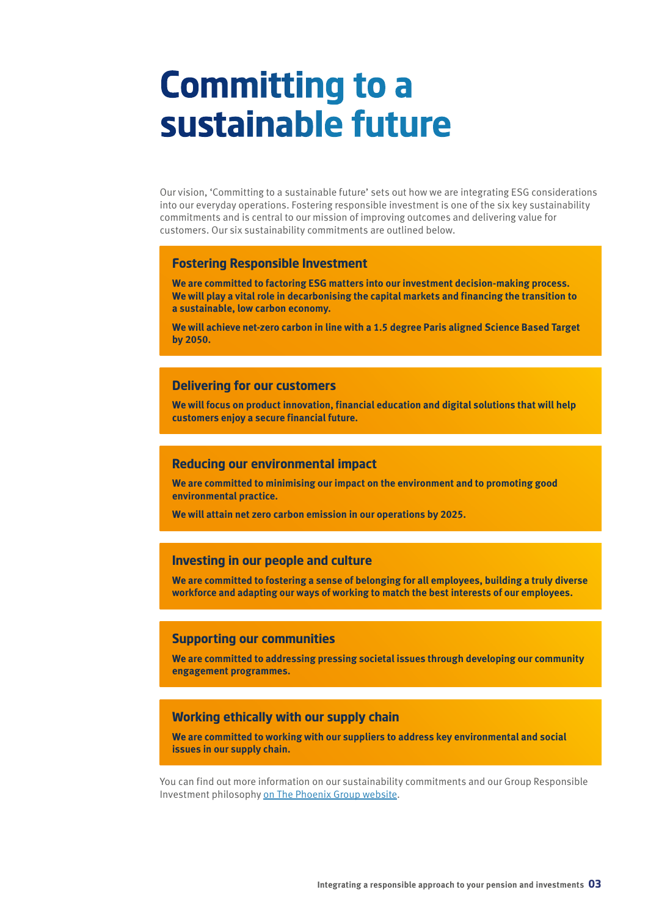# Committing to a sustainable future

Our vision, 'Committing to a sustainable future' sets out how we are integrating ESG considerations into our everyday operations. Fostering responsible investment is one of the six key sustainability commitments and is central to our mission of improving outcomes and delivering value for customers. Our six sustainability commitments are outlined below.

## Fostering Responsible Investment

**We are committed to factoring ESG matters into our investment decision-making process. We will play a vital role in decarbonising the capital markets and financing the transition to a sustainable, low carbon economy.**

**We will achieve net-zero carbon in line with a 1.5 degree Paris aligned Science Based Target by 2050.**

## Delivering for our customers

**We will focus on product innovation, financial education and digital solutions that will help customers enjoy a secure financial future.**

## Reducing our environmental impact

**We are committed to minimising our impact on the environment and to promoting good environmental practice.**

**We will attain net zero carbon emission in our operations by 2025.**

## Investing in our people and culture

**We are committed to fostering a sense of belonging for all employees, building a truly diverse workforce and adapting our ways of working to match the best interests of our employees.**

## Supporting our communities

**We are committed to addressing pressing societal issues through developing our community engagement programmes.**

## Working ethically with our supply chain

**We are committed to working with our suppliers to address key environmental and social issues in our supply chain.**

You can find out more information on our sustainability commitments and our Group Responsible Investment philosophy on The Phoenix Group website.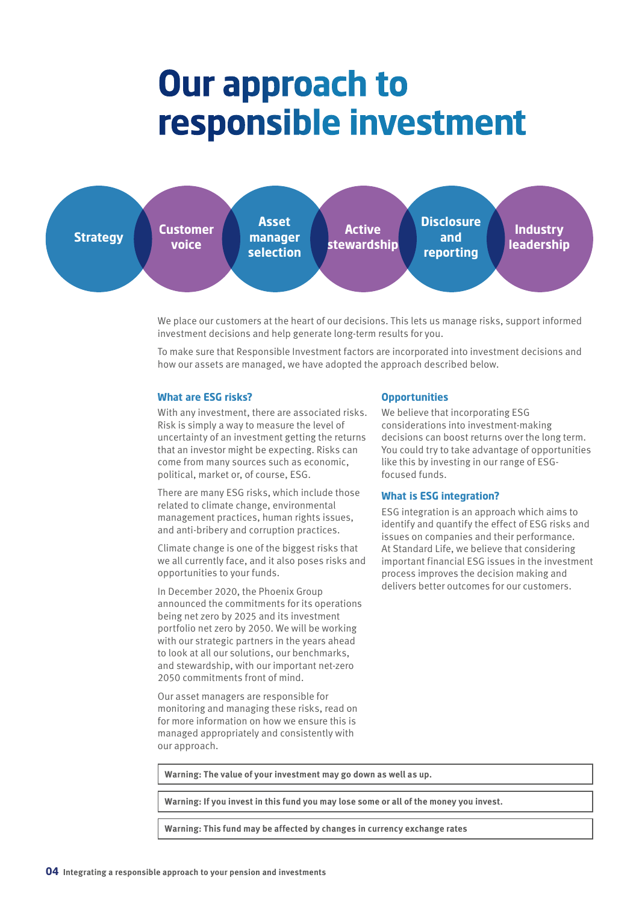# Our approach to responsible investment

Strategy | Customer voice | Asset manager selection | Active stewardship | Disclosure and reporting | Industry leadership

We place our customers at the heart of our decisions. This lets us manage risks, support informed investment decisions and help generate long-term results for you.

To make sure that Responsible Investment factors are incorporated into investment decisions and how our assets are managed, we have adopted the approach described below.

### What are ESG risks?

With any investment, there are associated risks. Risk is simply a way to measure the level of uncertainty of an investment getting the returns that an investor might be expecting. Risks can come from many sources such as economic, political, market or, of course, ESG.

There are many ESG risks, which include those related to climate change, environmental management practices, human rights issues, and anti-bribery and corruption practices.

Climate change is one of the biggest risks that we all currently face, and it also poses risks and opportunities to your funds.

In December 2020, the Phoenix Group announced the commitments for its operations being net zero by 2025 and its investment portfolio net zero by 2050. We will be working with our strategic partners in the years ahead to look at all our solutions, our benchmarks, and stewardship, with our important net-zero 2050 commitments front of mind.

Our asset managers are responsible for monitoring and managing these risks, read on for more information on how we ensure this is managed appropriately and consistently with our approach.

### Opportunities

We believe that incorporating ESG considerations into investment-making decisions can boost returns over the long term. You could try to take advantage of opportunities like this by investing in our range of ESG-focused funds.

### What is ESG integration?

ESG integration is an approach which aims to identify and quantify the effect of ESG risks and issues on companies and their performance. At Standard Life, we believe that considering important financial ESG issues in the investment process improves the decision making and delivers better outcomes for our customers.

**Warning: The value of your investment may go down as well as up.**

**Warning: If you invest in this fund you may lose some or all of the money you invest.**

**Warning: This fund may be affected by changes in currency exchange rates**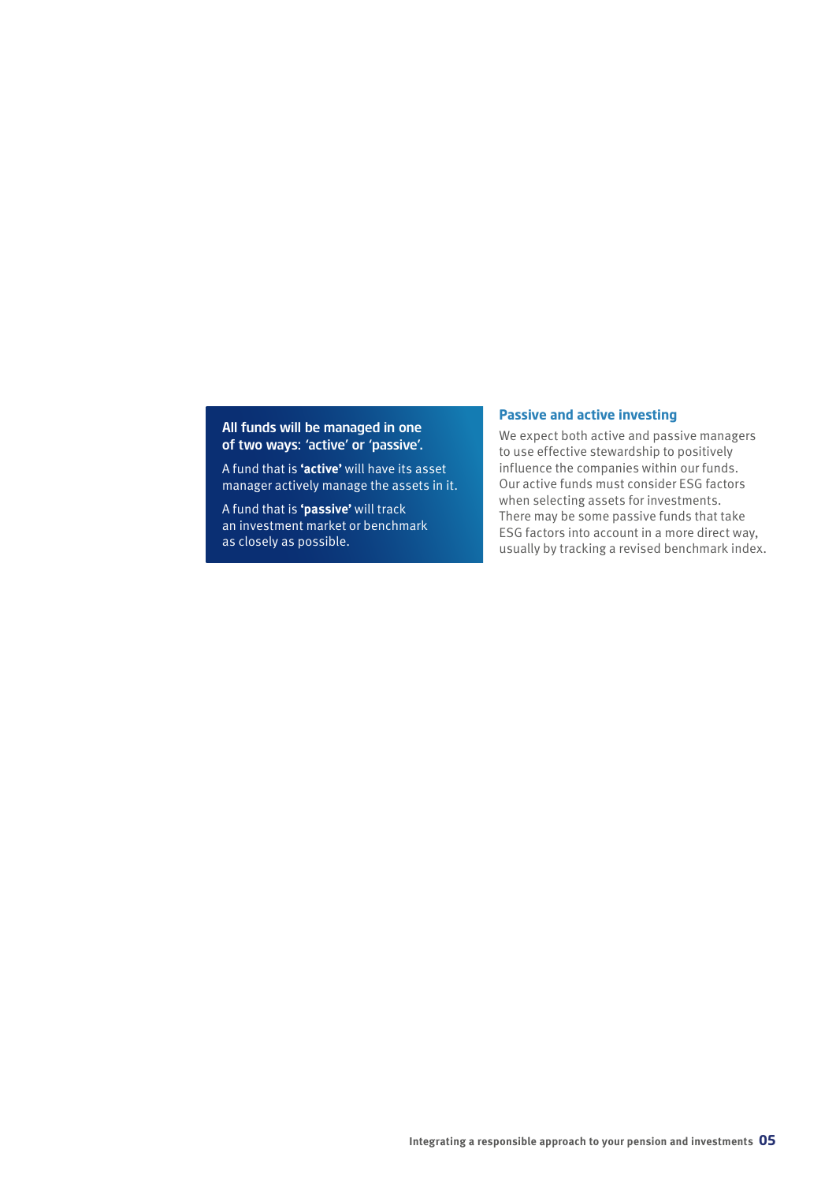**All funds will be managed in one of two ways: 'active' or 'passive'.**

A fund that is **'active'** will have its asset manager actively manage the assets in it.

A fund that is **'passive'** will track an investment market or benchmark as closely as possible.

## Passive and active investing

We expect both active and passive managers to use effective stewardship to positively influence the companies within our funds. Our active funds must consider ESG factors when selecting assets for investments. There may be some passive funds that take ESG factors into account in a more direct way, usually by tracking a revised benchmark index.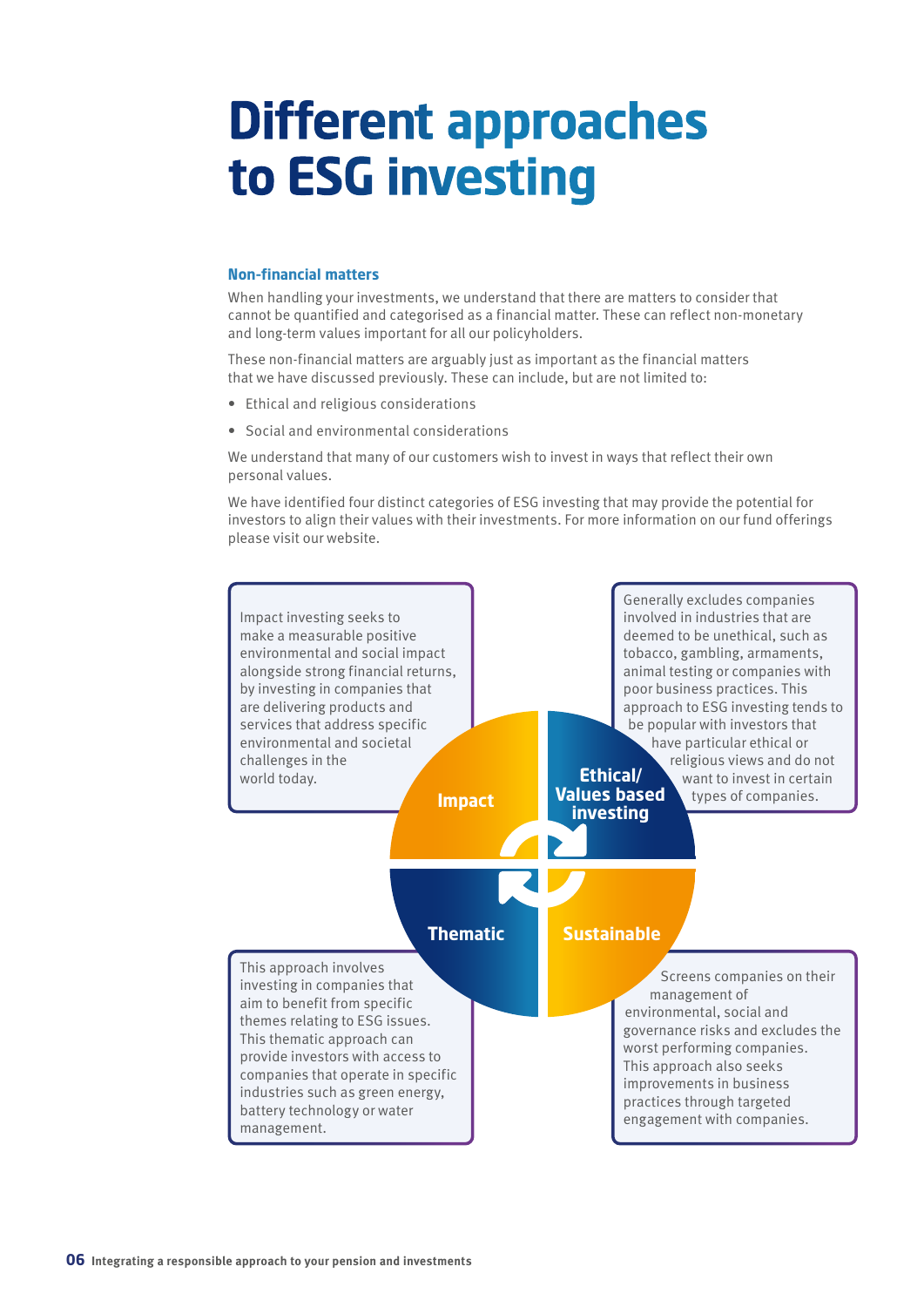# Different approaches to ESG investing

### Non-financial matters

When handling your investments, we understand that there are matters to consider that cannot be quantified and categorised as a financial matter. These can reflect non-monetary and long-term values important for all our policyholders.

These non-financial matters are arguably just as important as the financial matters that we have discussed previously. These can include, but are not limited to:

- Ethical and religious considerations
- Social and environmental considerations

We understand that many of our customers wish to invest in ways that reflect their own personal values.

We have identified four distinct categories of ESG investing that may provide the potential for investors to align their values with their investments. For more information on our fund offerings please visit our website.

**Impact**

Impact investing seeks to make a measurable positive environmental and social impact alongside strong financial returns, by investing in companies that are delivering products and services that address specific environmental and societal challenges in the world today.

**Ethical/ Values based investing**

Generally excludes companies involved in industries that are deemed to be unethical, such as tobacco, gambling, armaments, animal testing or companies with poor business practices. This approach to ESG investing tends to be popular with investors that have particular ethical or religious views and do not want to invest in certain types of companies.

**Thematic**

This approach involves investing in companies that aim to benefit from specific themes relating to ESG issues. This thematic approach can provide investors with access to companies that operate in specific industries such as green energy, battery technology or water management.

**Sustainable**

Screens companies on their management of environmental, social and governance risks and excludes the worst performing companies. This approach also seeks improvements in business practices through targeted engagement with companies.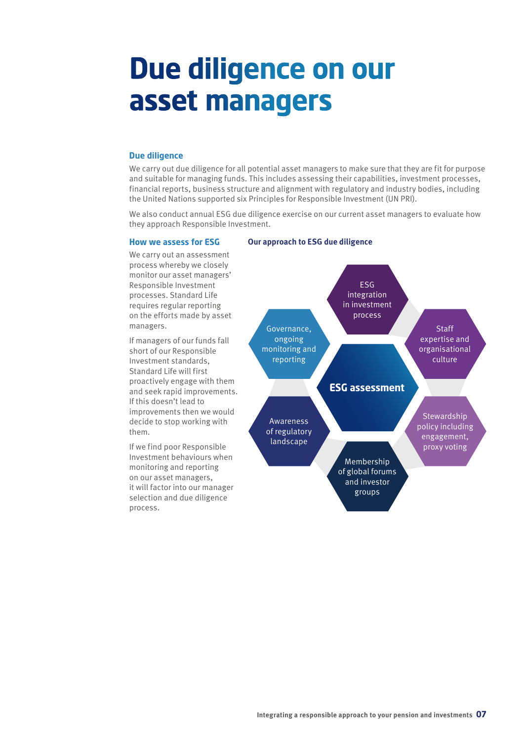# Due diligence on our asset managers

### Due diligence

We carry out due diligence for all potential asset managers to make sure that they are fit for purpose and suitable for managing funds. This includes assessing their capabilities, investment processes, financial reports, business structure and alignment with regulatory and industry bodies, including the United Nations supported six Principles for Responsible Investment (UN PRI).

We also conduct annual ESG due diligence exercise on our current asset managers to evaluate how they approach Responsible Investment.

### How we assess for ESG

We carry out an assessment process whereby we closely monitor our asset managers' Responsible Investment processes. Standard Life requires regular reporting on the efforts made by asset managers.

If managers of our funds fall short of our Responsible Investment standards, Standard Life will first proactively engage with them and seek rapid improvements. If this doesn't lead to improvements then we would decide to stop working with them.

If we find poor Responsible Investment behaviours when monitoring and reporting on our asset managers, it will factor into our manager selection and due diligence process.

### Our approach to ESG due diligence

**ESG assessment**

- ESG integration in investment process
- Staff expertise and organisational culture
- Stewardship policy including engagement, proxy voting
- Membership of global forums and investor groups
- Awareness of regulatory landscape
- Governance, ongoing monitoring and reporting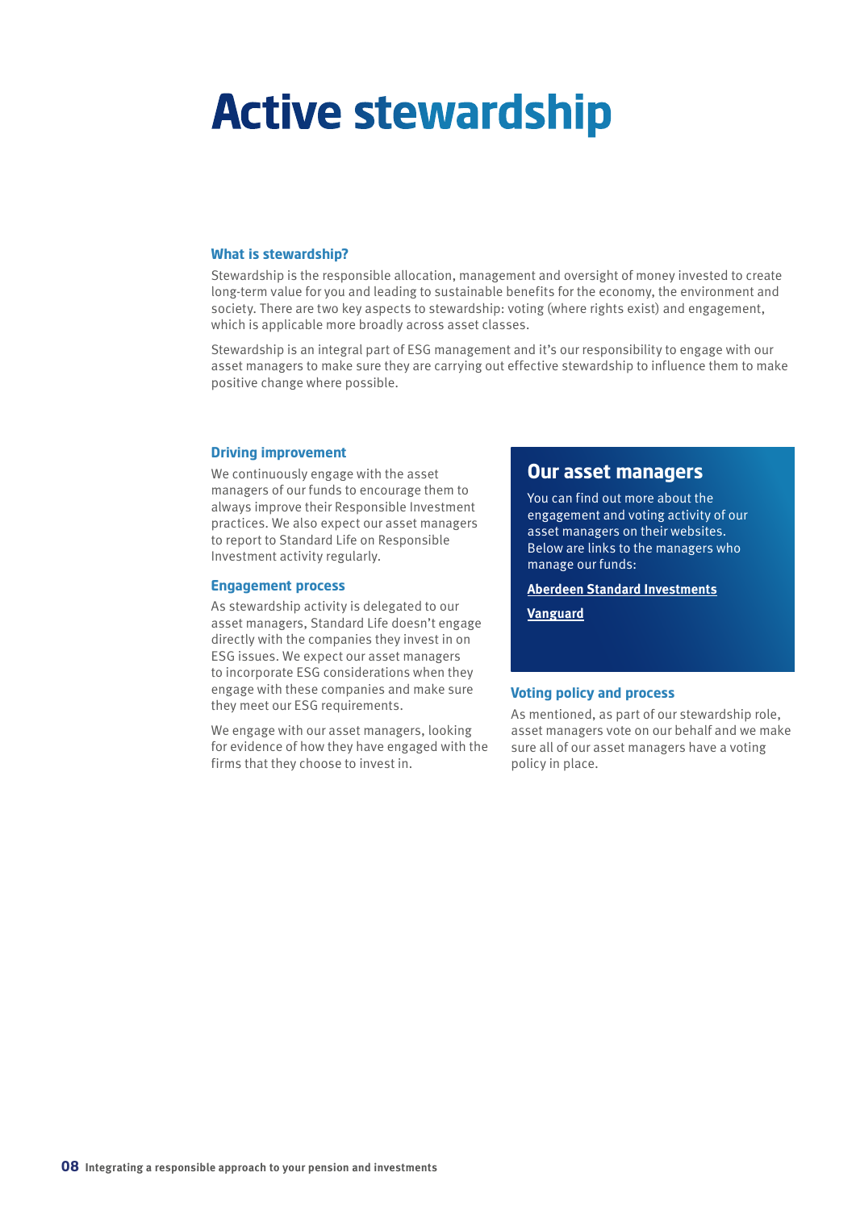# Active stewardship

### What is stewardship?

Stewardship is the responsible allocation, management and oversight of money invested to create long-term value for you and leading to sustainable benefits for the economy, the environment and society. There are two key aspects to stewardship: voting (where rights exist) and engagement, which is applicable more broadly across asset classes.

Stewardship is an integral part of ESG management and it's our responsibility to engage with our asset managers to make sure they are carrying out effective stewardship to influence them to make positive change where possible.

### Driving improvement

We continuously engage with the asset managers of our funds to encourage them to always improve their Responsible Investment practices. We also expect our asset managers to report to Standard Life on Responsible Investment activity regularly.

### Engagement process

As stewardship activity is delegated to our asset managers, Standard Life doesn't engage directly with the companies they invest in on ESG issues. We expect our asset managers to incorporate ESG considerations when they engage with these companies and make sure they meet our ESG requirements.

We engage with our asset managers, looking for evidence of how they have engaged with the firms that they choose to invest in.

## Our asset managers

You can find out more about the engagement and voting activity of our asset managers on their websites. Below are links to the managers who manage our funds:

**Aberdeen Standard Investments**

**Vanguard**

### Voting policy and process

As mentioned, as part of our stewardship role, asset managers vote on our behalf and we make sure all of our asset managers have a voting policy in place.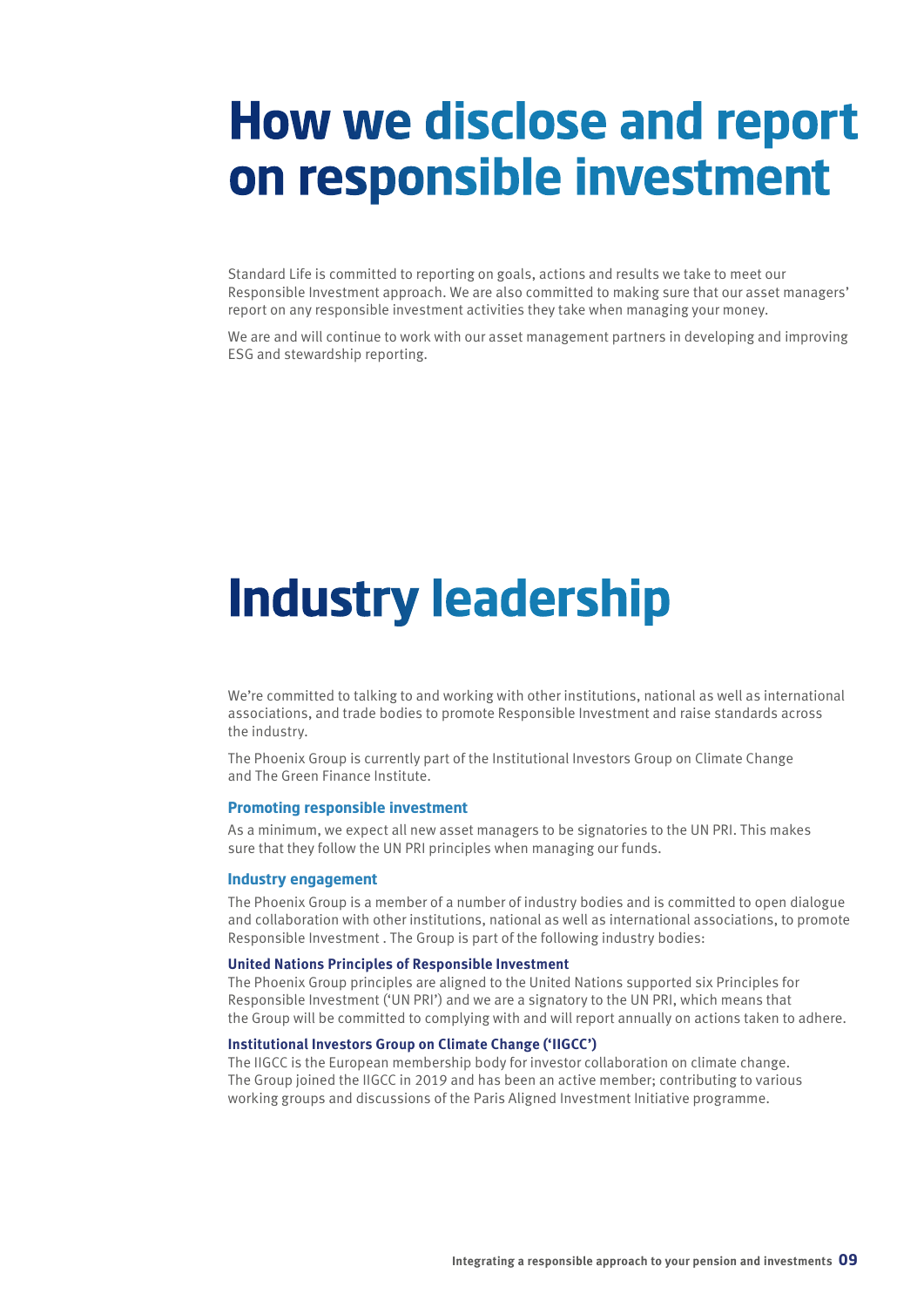# How we disclose and report on responsible investment

Standard Life is committed to reporting on goals, actions and results we take to meet our Responsible Investment approach. We are also committed to making sure that our asset managers' report on any responsible investment activities they take when managing your money.

We are and will continue to work with our asset management partners in developing and improving ESG and stewardship reporting.

# Industry leadership

We're committed to talking to and working with other institutions, national as well as international associations, and trade bodies to promote Responsible Investment and raise standards across the industry.

The Phoenix Group is currently part of the Institutional Investors Group on Climate Change and The Green Finance Institute.

### Promoting responsible investment

As a minimum, we expect all new asset managers to be signatories to the UN PRI. This makes sure that they follow the UN PRI principles when managing our funds.

### Industry engagement

The Phoenix Group is a member of a number of industry bodies and is committed to open dialogue and collaboration with other institutions, national as well as international associations, to promote Responsible Investment . The Group is part of the following industry bodies:

#### United Nations Principles of Responsible Investment

The Phoenix Group principles are aligned to the United Nations supported six Principles for Responsible Investment ('UN PRI') and we are a signatory to the UN PRI, which means that the Group will be committed to complying with and will report annually on actions taken to adhere.

#### Institutional Investors Group on Climate Change ('IIGCC')

The IIGCC is the European membership body for investor collaboration on climate change. The Group joined the IIGCC in 2019 and has been an active member; contributing to various working groups and discussions of the Paris Aligned Investment Initiative programme.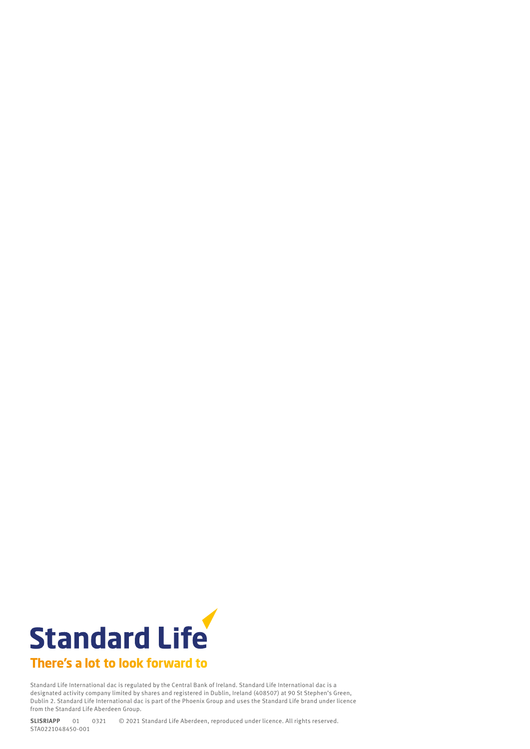Standard Life

**There's a lot to look forward to**

Standard Life International dac is regulated by the Central Bank of Ireland. Standard Life International dac is a designated activity company limited by shares and registered in Dublin, Ireland (408507) at 90 St Stephen's Green, Dublin 2. Standard Life International dac is part of the Phoenix Group and uses the Standard Life brand under licence from the Standard Life Aberdeen Group.

**SLISRIAPP** 01 0321 © 2021 Standard Life Aberdeen, reproduced under licence. All rights reserved.
STA0221048450-001